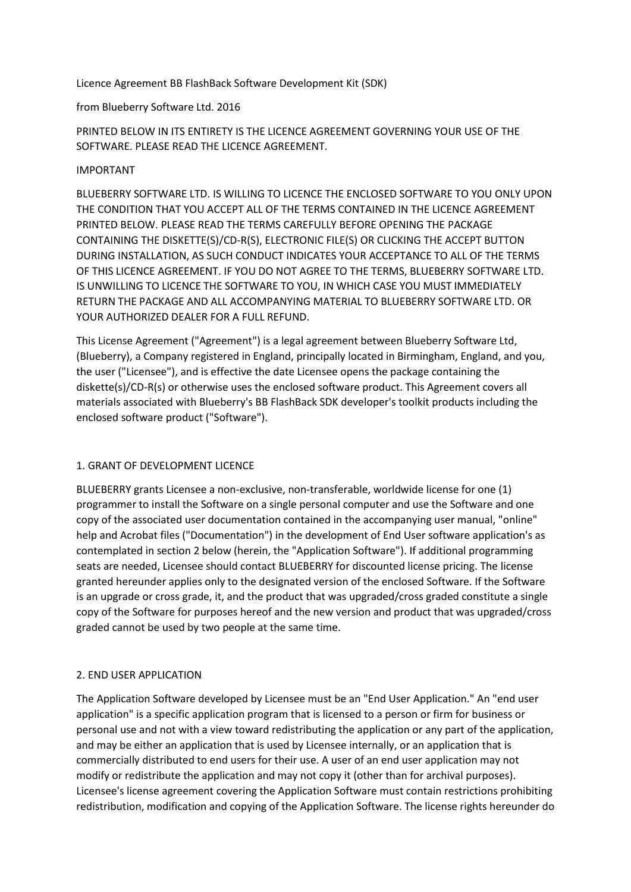Licence Agreement BB FlashBack Software Development Kit (SDK)

from Blueberry Software Ltd. 2016

PRINTED BELOW IN ITS ENTIRETY IS THE LICENCE AGREEMENT GOVERNING YOUR USE OF THE SOFTWARE. PLEASE READ THE LICENCE AGREEMENT.

IMPORTANT

BLUEBERRY SOFTWARE LTD. IS WILLING TO LICENCE THE ENCLOSED SOFTWARE TO YOU ONLY UPON THE CONDITION THAT YOU ACCEPT ALL OF THE TERMS CONTAINED IN THE LICENCE AGREEMENT PRINTED BELOW. PLEASE READ THE TERMS CAREFULLY BEFORE OPENING THE PACKAGE CONTAINING THE DISKETTE(S)/CD-R(S), ELECTRONIC FILE(S) OR CLICKING THE ACCEPT BUTTON DURING INSTALLATION, AS SUCH CONDUCT INDICATES YOUR ACCEPTANCE TO ALL OF THE TERMS OF THIS LICENCE AGREEMENT. IF YOU DO NOT AGREE TO THE TERMS, BLUEBERRY SOFTWARE LTD. IS UNWILLING TO LICENCE THE SOFTWARE TO YOU, IN WHICH CASE YOU MUST IMMEDIATELY RETURN THE PACKAGE AND ALL ACCOMPANYING MATERIAL TO BLUEBERRY SOFTWARE LTD. OR YOUR AUTHORIZED DEALER FOR A FULL REFUND.

This License Agreement ("Agreement") is a legal agreement between Blueberry Software Ltd, (Blueberry), a Company registered in England, principally located in Birmingham, England, and you, the user ("Licensee"), and is effective the date Licensee opens the package containing the diskette(s)/CD-R(s) or otherwise uses the enclosed software product. This Agreement covers all materials associated with Blueberry's BB FlashBack SDK developer's toolkit products including the enclosed software product ("Software").

## 1. GRANT OF DEVELOPMENT LICENCE

BLUEBERRY grants Licensee a non-exclusive, non-transferable, worldwide license for one (1) programmer to install the Software on a single personal computer and use the Software and one copy of the associated user documentation contained in the accompanying user manual, "online" help and Acrobat files ("Documentation") in the development of End User software application's as contemplated in section 2 below (herein, the "Application Software"). If additional programming seats are needed, Licensee should contact BLUEBERRY for discounted license pricing. The license granted hereunder applies only to the designated version of the enclosed Software. If the Software is an upgrade or cross grade, it, and the product that was upgraded/cross graded constitute a single copy of the Software for purposes hereof and the new version and product that was upgraded/cross graded cannot be used by two people at the same time.

## 2. END USER APPLICATION

The Application Software developed by Licensee must be an "End User Application." An "end user application" is a specific application program that is licensed to a person or firm for business or personal use and not with a view toward redistributing the application or any part of the application, and may be either an application that is used by Licensee internally, or an application that is commercially distributed to end users for their use. A user of an end user application may not modify or redistribute the application and may not copy it (other than for archival purposes). Licensee's license agreement covering the Application Software must contain restrictions prohibiting redistribution, modification and copying of the Application Software. The license rights hereunder do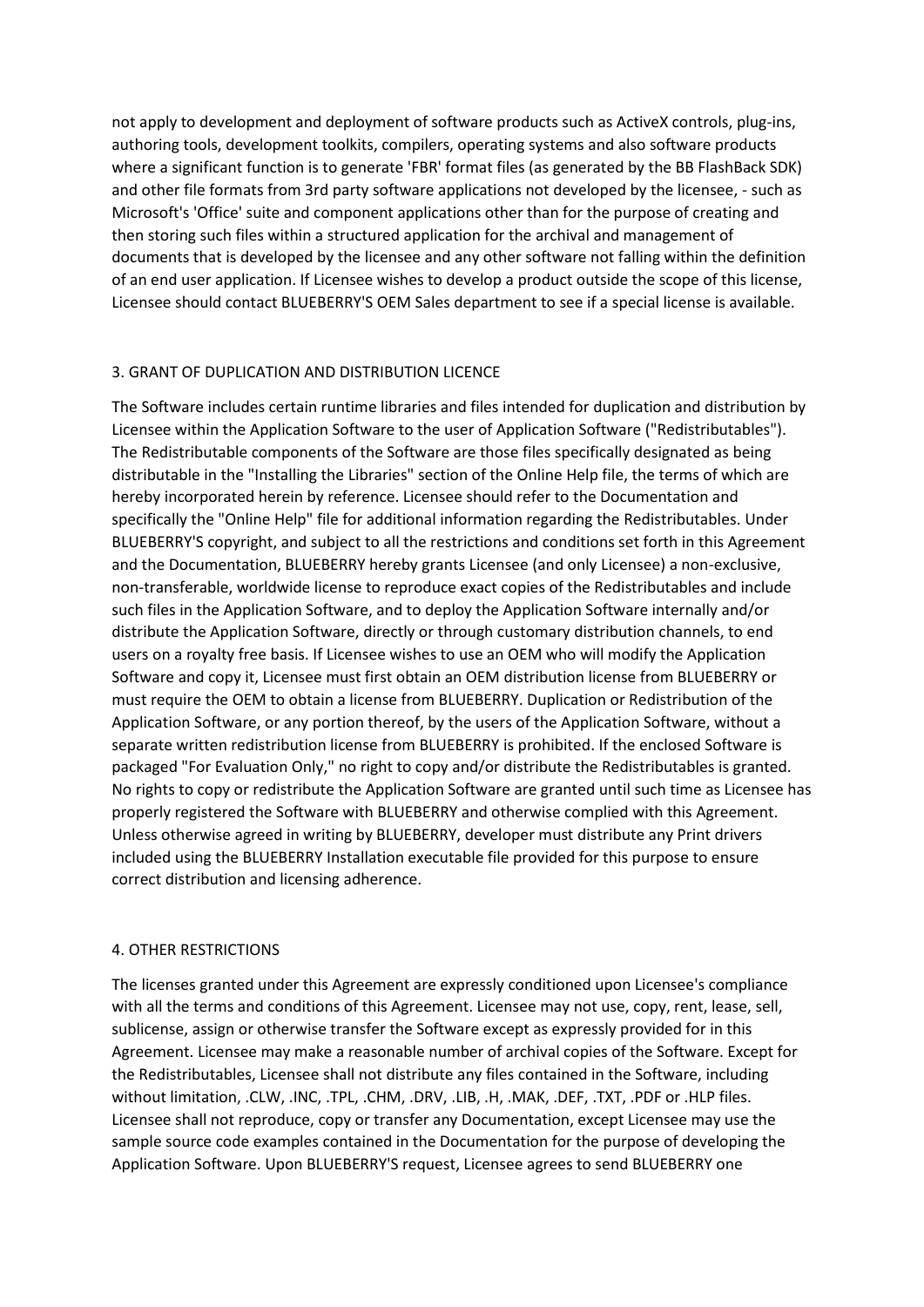not apply to development and deployment of software products such as ActiveX controls, plug-ins, authoring tools, development toolkits, compilers, operating systems and also software products where a significant function is to generate 'FBR' format files (as generated by the BB FlashBack SDK) and other file formats from 3rd party software applications not developed by the licensee, - such as Microsoft's 'Office' suite and component applications other than for the purpose of creating and then storing such files within a structured application for the archival and management of documents that is developed by the licensee and any other software not falling within the definition of an end user application. If Licensee wishes to develop a product outside the scope of this license, Licensee should contact BLUEBERRY'S OEM Sales department to see if a special license is available.

## 3. GRANT OF DUPLICATION AND DISTRIBUTION LICENCE

The Software includes certain runtime libraries and files intended for duplication and distribution by Licensee within the Application Software to the user of Application Software ("Redistributables"). The Redistributable components of the Software are those files specifically designated as being distributable in the "Installing the Libraries" section of the Online Help file, the terms of which are hereby incorporated herein by reference. Licensee should refer to the Documentation and specifically the "Online Help" file for additional information regarding the Redistributables. Under BLUEBERRY'S copyright, and subject to all the restrictions and conditions set forth in this Agreement and the Documentation, BLUEBERRY hereby grants Licensee (and only Licensee) a non-exclusive, non-transferable, worldwide license to reproduce exact copies of the Redistributables and include such files in the Application Software, and to deploy the Application Software internally and/or distribute the Application Software, directly or through customary distribution channels, to end users on a royalty free basis. If Licensee wishes to use an OEM who will modify the Application Software and copy it, Licensee must first obtain an OEM distribution license from BLUEBERRY or must require the OEM to obtain a license from BLUEBERRY. Duplication or Redistribution of the Application Software, or any portion thereof, by the users of the Application Software, without a separate written redistribution license from BLUEBERRY is prohibited. If the enclosed Software is packaged "For Evaluation Only," no right to copy and/or distribute the Redistributables is granted. No rights to copy or redistribute the Application Software are granted until such time as Licensee has properly registered the Software with BLUEBERRY and otherwise complied with this Agreement. Unless otherwise agreed in writing by BLUEBERRY, developer must distribute any Print drivers included using the BLUEBERRY Installation executable file provided for this purpose to ensure correct distribution and licensing adherence.

## 4. OTHER RESTRICTIONS

The licenses granted under this Agreement are expressly conditioned upon Licensee's compliance with all the terms and conditions of this Agreement. Licensee may not use, copy, rent, lease, sell, sublicense, assign or otherwise transfer the Software except as expressly provided for in this Agreement. Licensee may make a reasonable number of archival copies of the Software. Except for the Redistributables, Licensee shall not distribute any files contained in the Software, including without limitation, .CLW, .INC, .TPL, .CHM, .DRV, .LIB, .H, .MAK, .DEF, .TXT, .PDF or .HLP files. Licensee shall not reproduce, copy or transfer any Documentation, except Licensee may use the sample source code examples contained in the Documentation for the purpose of developing the Application Software. Upon BLUEBERRY'S request, Licensee agrees to send BLUEBERRY one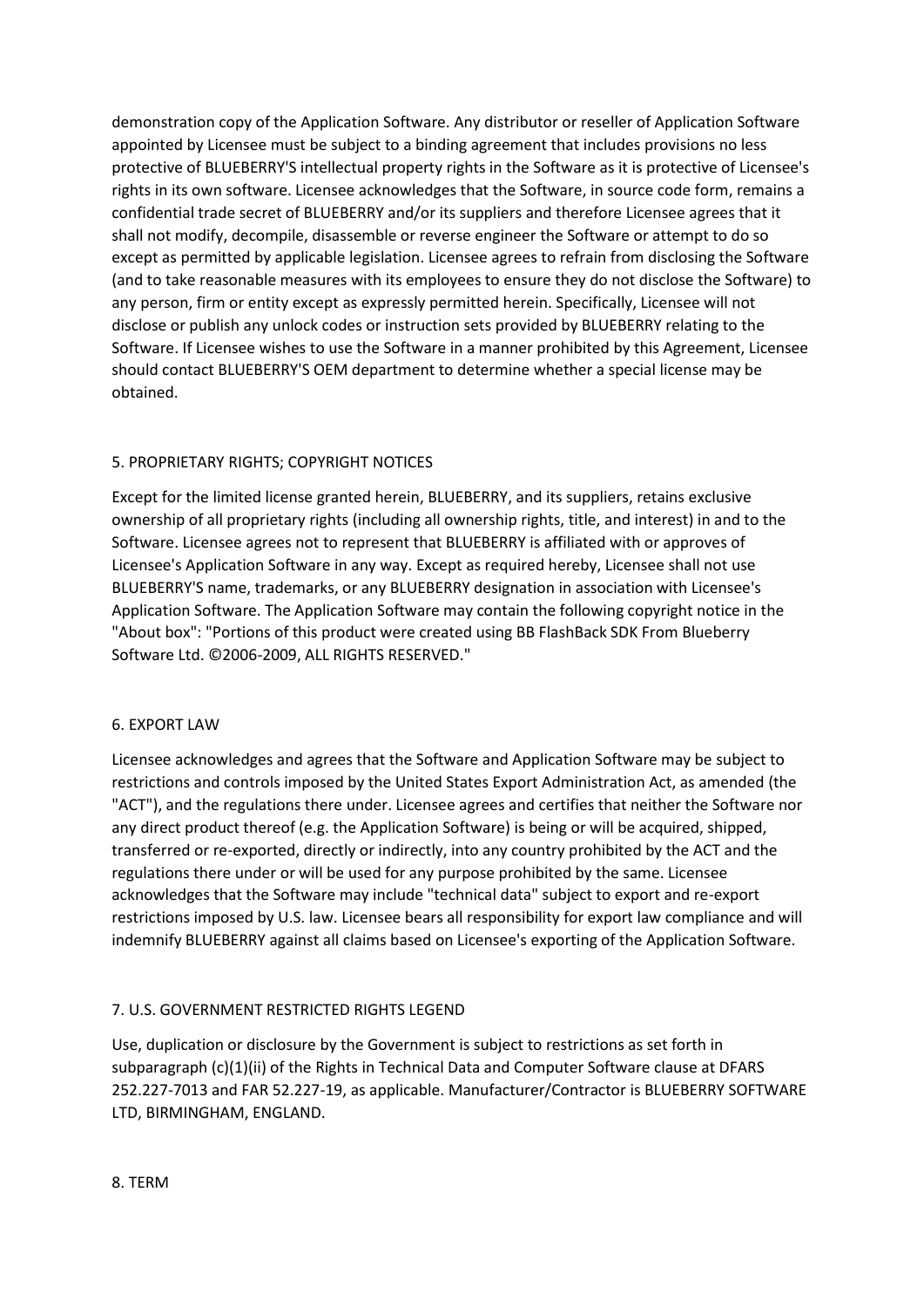demonstration copy of the Application Software. Any distributor or reseller of Application Software appointed by Licensee must be subject to a binding agreement that includes provisions no less protective of BLUEBERRY'S intellectual property rights in the Software as it is protective of Licensee's rights in its own software. Licensee acknowledges that the Software, in source code form, remains a confidential trade secret of BLUEBERRY and/or its suppliers and therefore Licensee agrees that it shall not modify, decompile, disassemble or reverse engineer the Software or attempt to do so except as permitted by applicable legislation. Licensee agrees to refrain from disclosing the Software (and to take reasonable measures with its employees to ensure they do not disclose the Software) to any person, firm or entity except as expressly permitted herein. Specifically, Licensee will not disclose or publish any unlock codes or instruction sets provided by BLUEBERRY relating to the Software. If Licensee wishes to use the Software in a manner prohibited by this Agreement, Licensee should contact BLUEBERRY'S OEM department to determine whether a special license may be obtained.

## 5. PROPRIETARY RIGHTS; COPYRIGHT NOTICES

Except for the limited license granted herein, BLUEBERRY, and its suppliers, retains exclusive ownership of all proprietary rights (including all ownership rights, title, and interest) in and to the Software. Licensee agrees not to represent that BLUEBERRY is affiliated with or approves of Licensee's Application Software in any way. Except as required hereby, Licensee shall not use BLUEBERRY'S name, trademarks, or any BLUEBERRY designation in association with Licensee's Application Software. The Application Software may contain the following copyright notice in the "About box": "Portions of this product were created using BB FlashBack SDK From Blueberry Software Ltd. ©2006-2009, ALL RIGHTS RESERVED."

## 6. EXPORT LAW

Licensee acknowledges and agrees that the Software and Application Software may be subject to restrictions and controls imposed by the United States Export Administration Act, as amended (the "ACT"), and the regulations there under. Licensee agrees and certifies that neither the Software nor any direct product thereof (e.g. the Application Software) is being or will be acquired, shipped, transferred or re-exported, directly or indirectly, into any country prohibited by the ACT and the regulations there under or will be used for any purpose prohibited by the same. Licensee acknowledges that the Software may include "technical data" subject to export and re-export restrictions imposed by U.S. law. Licensee bears all responsibility for export law compliance and will indemnify BLUEBERRY against all claims based on Licensee's exporting of the Application Software.

## 7. U.S. GOVERNMENT RESTRICTED RIGHTS LEGEND

Use, duplication or disclosure by the Government is subject to restrictions as set forth in subparagraph (c)(1)(ii) of the Rights in Technical Data and Computer Software clause at DFARS 252.227-7013 and FAR 52.227-19, as applicable. Manufacturer/Contractor is BLUEBERRY SOFTWARE LTD, BIRMINGHAM, ENGLAND.

## 8. TERM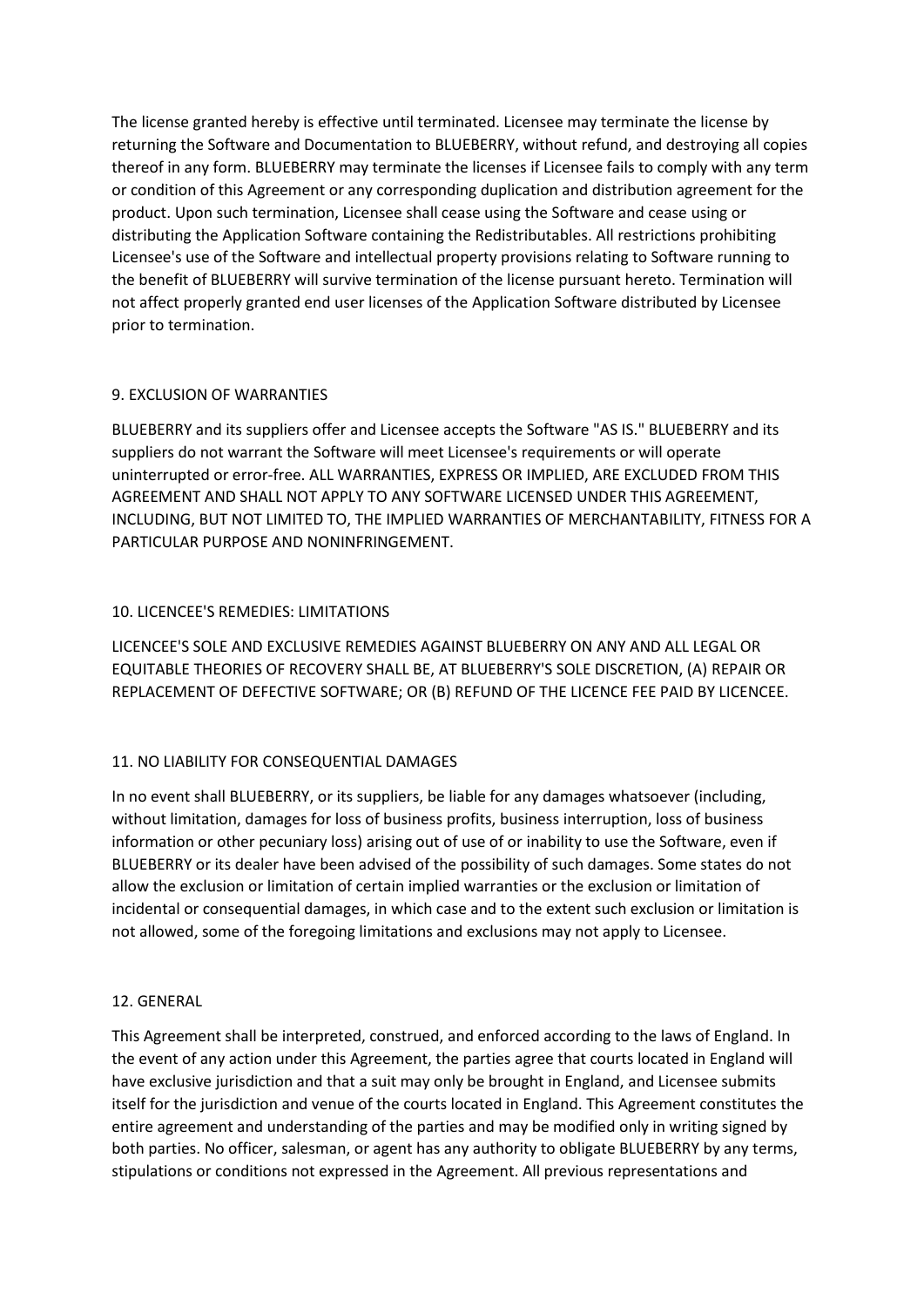The license granted hereby is effective until terminated. Licensee may terminate the license by returning the Software and Documentation to BLUEBERRY, without refund, and destroying all copies thereof in any form. BLUEBERRY may terminate the licenses if Licensee fails to comply with any term or condition of this Agreement or any corresponding duplication and distribution agreement for the product. Upon such termination, Licensee shall cease using the Software and cease using or distributing the Application Software containing the Redistributables. All restrictions prohibiting Licensee's use of the Software and intellectual property provisions relating to Software running to the benefit of BLUEBERRY will survive termination of the license pursuant hereto. Termination will not affect properly granted end user licenses of the Application Software distributed by Licensee prior to termination.

## 9. EXCLUSION OF WARRANTIES

BLUEBERRY and its suppliers offer and Licensee accepts the Software "AS IS." BLUEBERRY and its suppliers do not warrant the Software will meet Licensee's requirements or will operate uninterrupted or error-free. ALL WARRANTIES, EXPRESS OR IMPLIED, ARE EXCLUDED FROM THIS AGREEMENT AND SHALL NOT APPLY TO ANY SOFTWARE LICENSED UNDER THIS AGREEMENT, INCLUDING, BUT NOT LIMITED TO, THE IMPLIED WARRANTIES OF MERCHANTABILITY, FITNESS FOR A PARTICULAR PURPOSE AND NONINFRINGEMENT.

## 10. LICENCEE'S REMEDIES: LIMITATIONS

LICENCEE'S SOLE AND EXCLUSIVE REMEDIES AGAINST BLUEBERRY ON ANY AND ALL LEGAL OR EQUITABLE THEORIES OF RECOVERY SHALL BE, AT BLUEBERRY'S SOLE DISCRETION, (A) REPAIR OR REPLACEMENT OF DEFECTIVE SOFTWARE; OR (B) REFUND OF THE LICENCE FEE PAID BY LICENCEE.

## 11. NO LIABILITY FOR CONSEQUENTIAL DAMAGES

In no event shall BLUEBERRY, or its suppliers, be liable for any damages whatsoever (including, without limitation, damages for loss of business profits, business interruption, loss of business information or other pecuniary loss) arising out of use of or inability to use the Software, even if BLUEBERRY or its dealer have been advised of the possibility of such damages. Some states do not allow the exclusion or limitation of certain implied warranties or the exclusion or limitation of incidental or consequential damages, in which case and to the extent such exclusion or limitation is not allowed, some of the foregoing limitations and exclusions may not apply to Licensee.

## 12. GENERAL

This Agreement shall be interpreted, construed, and enforced according to the laws of England. In the event of any action under this Agreement, the parties agree that courts located in England will have exclusive jurisdiction and that a suit may only be brought in England, and Licensee submits itself for the jurisdiction and venue of the courts located in England. This Agreement constitutes the entire agreement and understanding of the parties and may be modified only in writing signed by both parties. No officer, salesman, or agent has any authority to obligate BLUEBERRY by any terms, stipulations or conditions not expressed in the Agreement. All previous representations and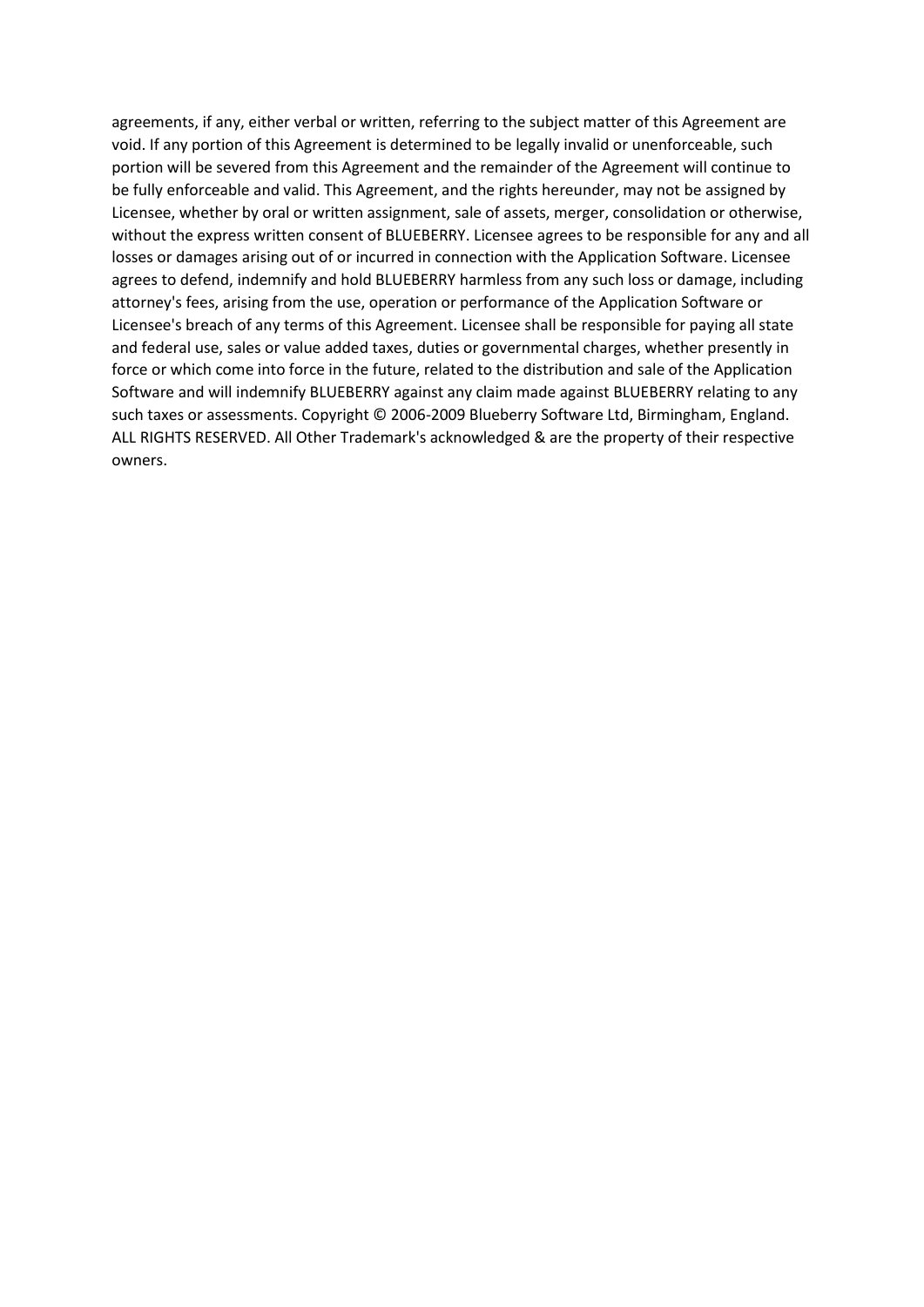agreements, if any, either verbal or written, referring to the subject matter of this Agreement are void. If any portion of this Agreement is determined to be legally invalid or unenforceable, such portion will be severed from this Agreement and the remainder of the Agreement will continue to be fully enforceable and valid. This Agreement, and the rights hereunder, may not be assigned by Licensee, whether by oral or written assignment, sale of assets, merger, consolidation or otherwise, without the express written consent of BLUEBERRY. Licensee agrees to be responsible for any and all losses or damages arising out of or incurred in connection with the Application Software. Licensee agrees to defend, indemnify and hold BLUEBERRY harmless from any such loss or damage, including attorney's fees, arising from the use, operation or performance of the Application Software or Licensee's breach of any terms of this Agreement. Licensee shall be responsible for paying all state and federal use, sales or value added taxes, duties or governmental charges, whether presently in force or which come into force in the future, related to the distribution and sale of the Application Software and will indemnify BLUEBERRY against any claim made against BLUEBERRY relating to any such taxes or assessments. Copyright © 2006-2009 Blueberry Software Ltd, Birmingham, England. ALL RIGHTS RESERVED. All Other Trademark's acknowledged & are the property of their respective owners.